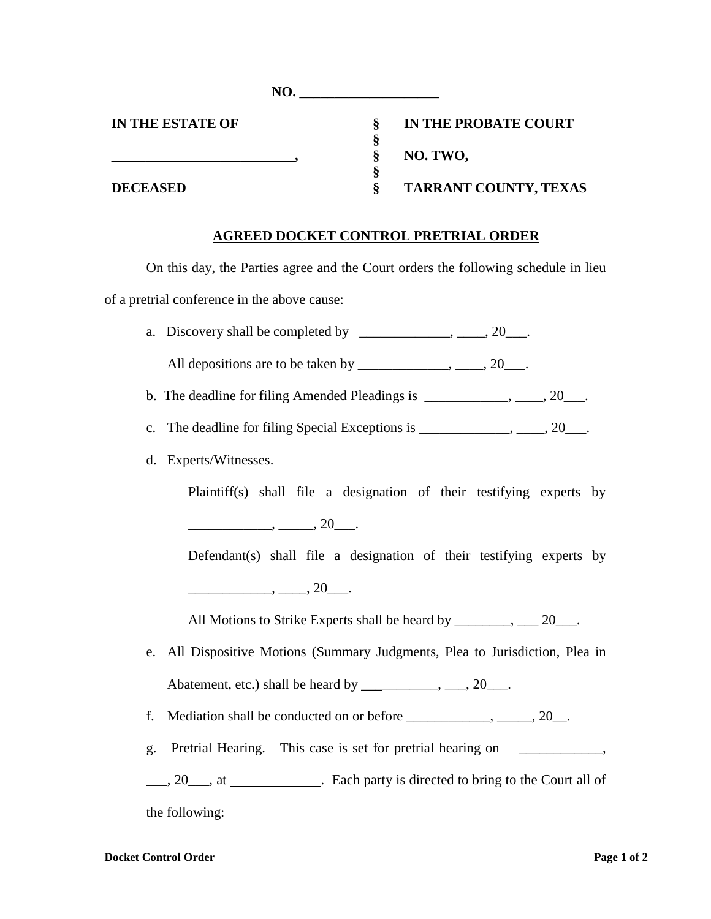**NO. ____________________**

| | | |
|---|---|---|
| **IN THE ESTATE OF** | **§** | **IN THE PROBATE COURT** |
| | **§** | |
| **__________________________,** | **§** | **NO. TWO,** |
| | **§** | |
| **DECEASED** | **§** | **TARRANT COUNTY, TEXAS** |

**AGREED DOCKET CONTROL PRETRIAL ORDER**

On this day, the Parties agree and the Court orders the following schedule in lieu of a pretrial conference in the above cause:

a. Discovery shall be completed by _____________, ____, 20___.

All depositions are to be taken by _____________, ____, 20___.

b. The deadline for filing Amended Pleadings is ____________, ____, 20___.

c. The deadline for filing Special Exceptions is _____________, ____, 20___.

d. Experts/Witnesses.

Plaintiff(s) shall file a designation of their testifying experts by ____________, _____, 20___.

Defendant(s) shall file a designation of their testifying experts by ____________, ____, 20___.

All Motions to Strike Experts shall be heard by ________, ___ 20___.

e. All Dispositive Motions (Summary Judgments, Plea to Jurisdiction, Plea in Abatement, etc.) shall be heard by ___________, ___, 20___.

f. Mediation shall be conducted on or before ____________, _____, 20__.

g. Pretrial Hearing. This case is set for pretrial hearing on ____________, ___, 20___, at _____________. Each party is directed to bring to the Court all of the following: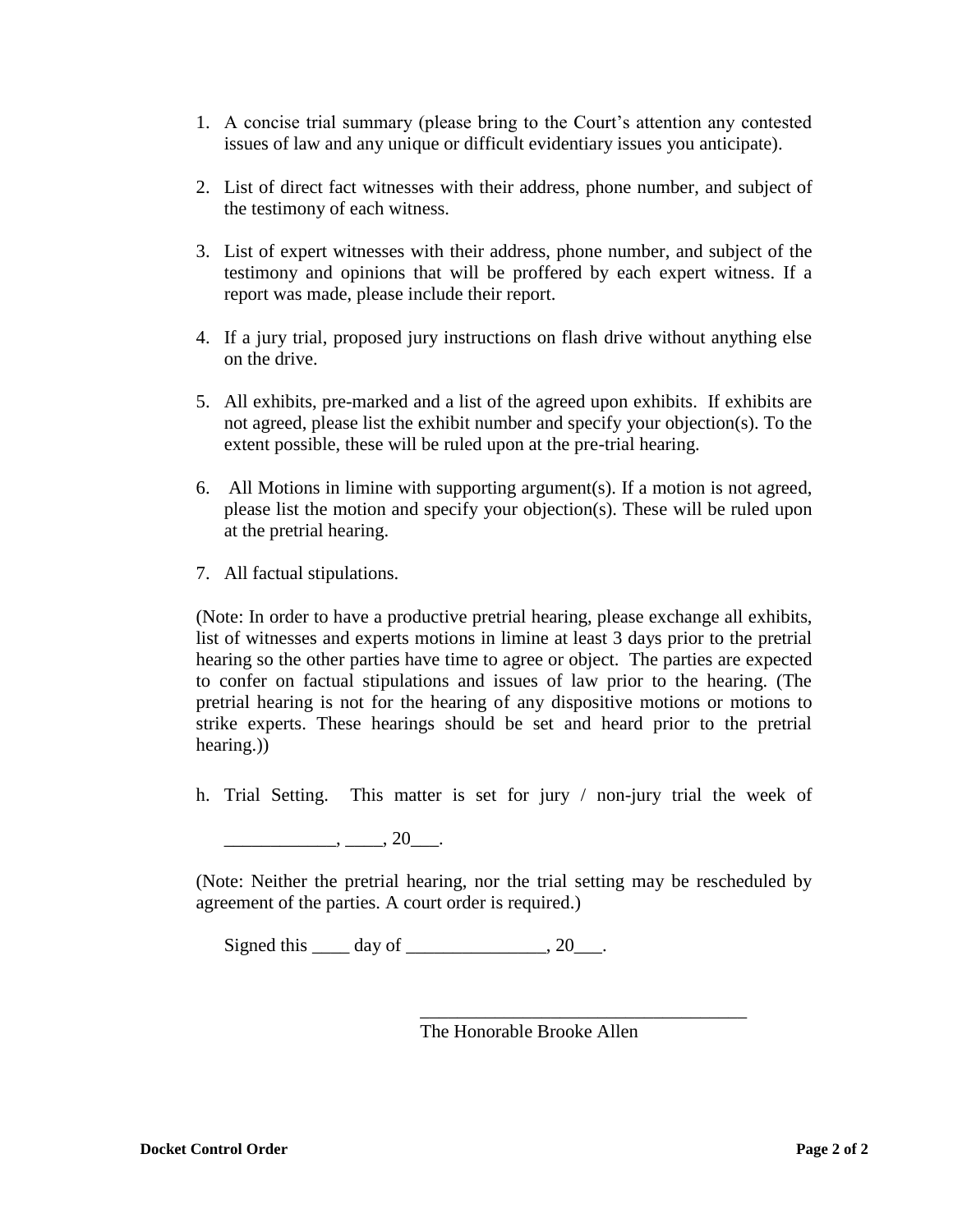1. A concise trial summary (please bring to the Court's attention any contested issues of law and any unique or difficult evidentiary issues you anticipate).

2. List of direct fact witnesses with their address, phone number, and subject of the testimony of each witness.

3. List of expert witnesses with their address, phone number, and subject of the testimony and opinions that will be proffered by each expert witness. If a report was made, please include their report.

4. If a jury trial, proposed jury instructions on flash drive without anything else on the drive.

5. All exhibits, pre-marked and a list of the agreed upon exhibits. If exhibits are not agreed, please list the exhibit number and specify your objection(s). To the extent possible, these will be ruled upon at the pre-trial hearing.

6. All Motions in limine with supporting argument(s). If a motion is not agreed, please list the motion and specify your objection(s). These will be ruled upon at the pretrial hearing.

7. All factual stipulations.

(Note: In order to have a productive pretrial hearing, please exchange all exhibits, list of witnesses and experts motions in limine at least 3 days prior to the pretrial hearing so the other parties have time to agree or object. The parties are expected to confer on factual stipulations and issues of law prior to the hearing. (The pretrial hearing is not for the hearing of any dispositive motions or motions to strike experts. These hearings should be set and heard prior to the pretrial hearing.))

h. Trial Setting. This matter is set for jury / non-jury trial the week of ____________, ____, 20___.

(Note: Neither the pretrial hearing, nor the trial setting may be rescheduled by agreement of the parties. A court order is required.)

Signed this ____ day of _______________, 20___.

____________________________________
The Honorable Brooke Allen

**Docket Control Order**